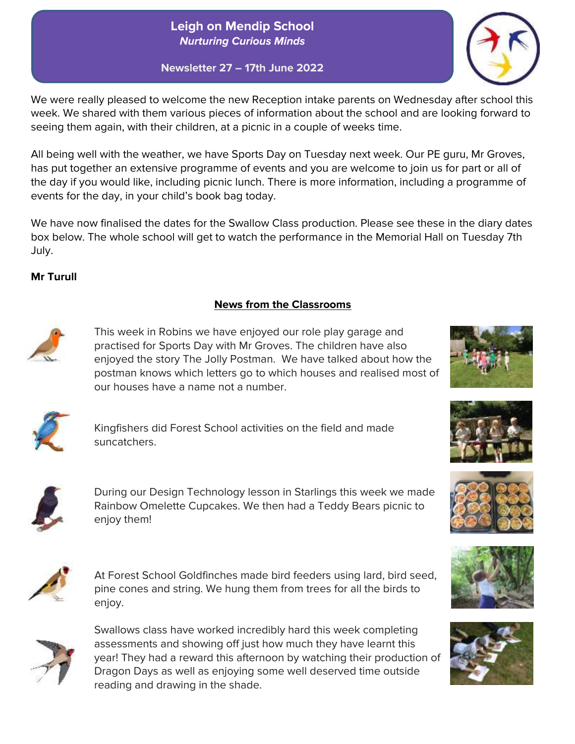# Leigh on Mendip School

***Nurturing Curious Minds***

**Newsletter 27 – 17th June 2022**

We were really pleased to welcome the new Reception intake parents on Wednesday after school this week. We shared with them various pieces of information about the school and are looking forward to seeing them again, with their children, at a picnic in a couple of weeks time.

All being well with the weather, we have Sports Day on Tuesday next week. Our PE guru, Mr Groves, has put together an extensive programme of events and you are welcome to join us for part or all of the day if you would like, including picnic lunch. There is more information, including a programme of events for the day, in your child's book bag today.

We have now finalised the dates for the Swallow Class production. Please see these in the diary dates box below. The whole school will get to watch the performance in the Memorial Hall on Tuesday 7th July.

**Mr Turull**

## News from the Classrooms

This week in Robins we have enjoyed our role play garage and practised for Sports Day with Mr Groves. The children have also enjoyed the story The Jolly Postman. We have talked about how the postman knows which letters go to which houses and realised most of our houses have a name not a number.

Kingfishers did Forest School activities on the field and made suncatchers.

During our Design Technology lesson in Starlings this week we made Rainbow Omelette Cupcakes. We then had a Teddy Bears picnic to enjoy them!

At Forest School Goldfinches made bird feeders using lard, bird seed, pine cones and string. We hung them from trees for all the birds to enjoy.

Swallows class have worked incredibly hard this week completing assessments and showing off just how much they have learnt this year! They had a reward this afternoon by watching their production of Dragon Days as well as enjoying some well deserved time outside reading and drawing in the shade.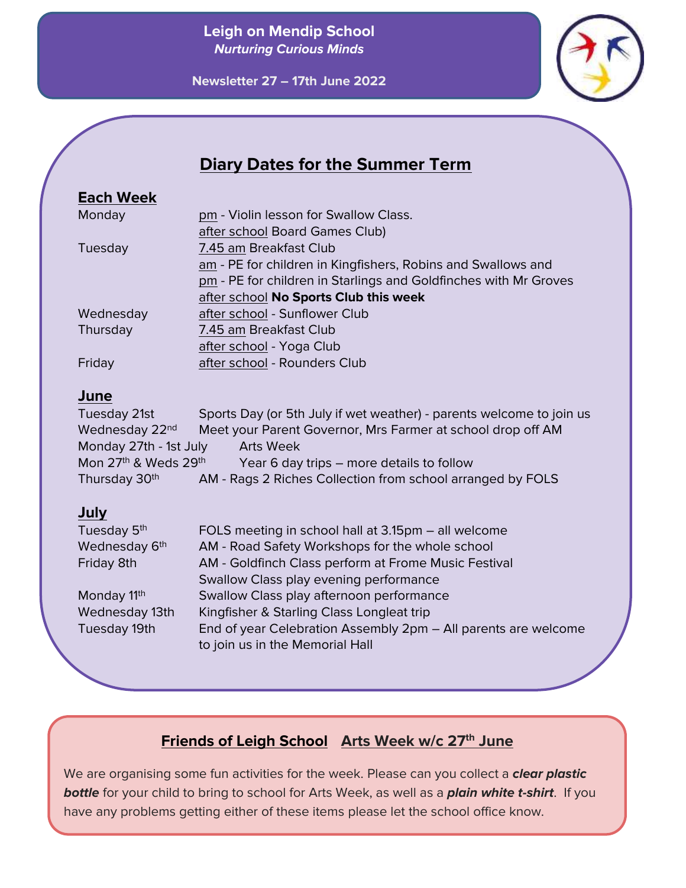**Leigh on Mendip School**
***Nurturing Curious Minds***

**Newsletter 27 – 17th June 2022**

## Diary Dates for the Summer Term

**Each Week**

| | |
|---|---|
| Monday | pm - Violin lesson for Swallow Class. |
| | after school Board Games Club) |
| Tuesday | 7.45 am Breakfast Club |
| | am - PE for children in Kingfishers, Robins and Swallows and |
| | pm - PE for children in Starlings and Goldfinches with Mr Groves |
| | after school **No Sports Club this week** |
| Wednesday | after school - Sunflower Club |
| Thursday | 7.45 am Breakfast Club |
| | after school - Yoga Club |
| Friday | after school - Rounders Club |

**June**

| | |
|---|---|
| Tuesday 21st | Sports Day (or 5th July if wet weather) - parents welcome to join us |
| Wednesday 22nd | Meet your Parent Governor, Mrs Farmer at school drop off AM |
| Monday 27th - 1st July | Arts Week |
| Mon 27th & Weds 29th | Year 6 day trips – more details to follow |
| Thursday 30th | AM - Rags 2 Riches Collection from school arranged by FOLS |

**July**

| | |
|---|---|
| Tuesday 5th | FOLS meeting in school hall at 3.15pm – all welcome |
| Wednesday 6th | AM - Road Safety Workshops for the whole school |
| Friday 8th | AM - Goldfinch Class perform at Frome Music Festival |
| | Swallow Class play evening performance |
| Monday 11th | Swallow Class play afternoon performance |
| Wednesday 13th | Kingfisher & Starling Class Longleat trip |
| Tuesday 19th | End of year Celebration Assembly 2pm – All parents are welcome to join us in the Memorial Hall |

### Friends of Leigh School  Arts Week w/c 27th June

We are organising some fun activities for the week. Please can you collect a ***clear plastic bottle*** for your child to bring to school for Arts Week, as well as a ***plain white t-shirt***. If you have any problems getting either of these items please let the school office know.